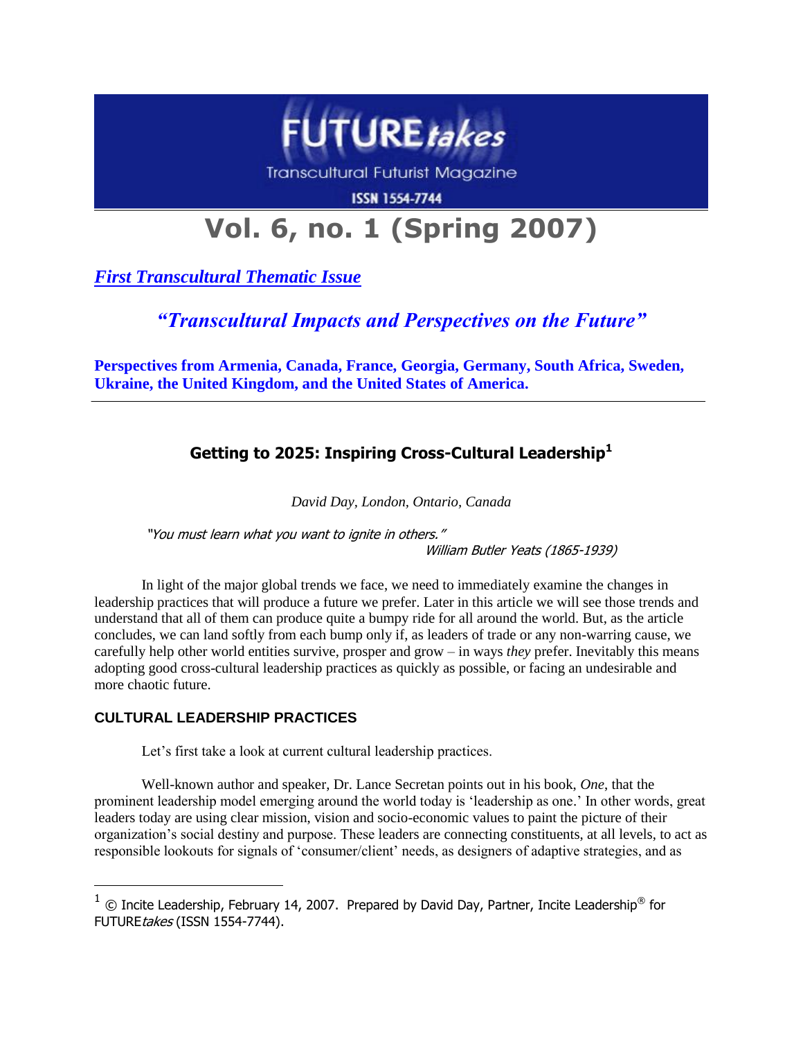# FUTURE*takes*

Transcultural Futurist Magazine

ISSN 1554-7744

# Vol. 6, no. 1 (Spring 2007)

***First Transcultural Thematic Issue***

***"Transcultural Impacts and Perspectives on the Future"***

**Perspectives from Armenia, Canada, France, Georgia, Germany, South Africa, Sweden, Ukraine, the United Kingdom, and the United States of America.**

---

## Getting to 2025: Inspiring Cross-Cultural Leadership[1]

*David Day, London, Ontario, Canada*

> *"You must learn what you want to ignite in others."*
>
> *William Butler Yeats (1865-1939)*

In light of the major global trends we face, we need to immediately examine the changes in leadership practices that will produce a future we prefer. Later in this article we will see those trends and understand that all of them can produce quite a bumpy ride for all around the world. But, as the article concludes, we can land softly from each bump only if, as leaders of trade or any non-warring cause, we carefully help other world entities survive, prosper and grow – in ways *they* prefer. Inevitably this means adopting good cross-cultural leadership practices as quickly as possible, or facing an undesirable and more chaotic future.

### CULTURAL LEADERSHIP PRACTICES

Let's first take a look at current cultural leadership practices.

Well-known author and speaker, Dr. Lance Secretan points out in his book, *One*, that the prominent leadership model emerging around the world today is 'leadership as one.' In other words, great leaders today are using clear mission, vision and socio-economic values to paint the picture of their organization's social destiny and purpose. These leaders are connecting constituents, at all levels, to act as responsible lookouts for signals of 'consumer/client' needs, as designers of adaptive strategies, and as

---

[1] © Incite Leadership, February 14, 2007. Prepared by David Day, Partner, Incite Leadership® for FUTURE*takes* (ISSN 1554-7744).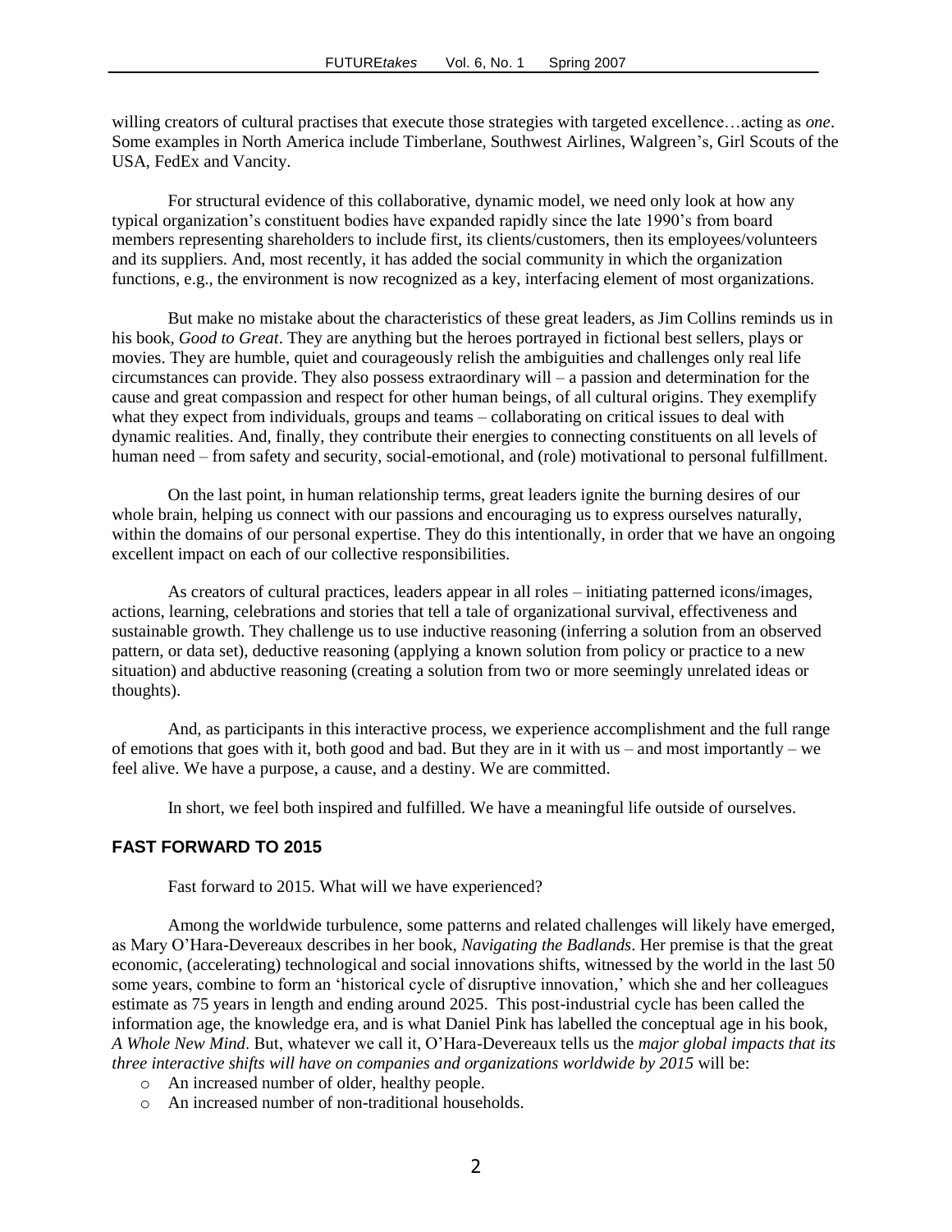willing creators of cultural practises that execute those strategies with targeted excellence…acting as *one*. Some examples in North America include Timberlane, Southwest Airlines, Walgreen's, Girl Scouts of the USA, FedEx and Vancity.

For structural evidence of this collaborative, dynamic model, we need only look at how any typical organization's constituent bodies have expanded rapidly since the late 1990's from board members representing shareholders to include first, its clients/customers, then its employees/volunteers and its suppliers. And, most recently, it has added the social community in which the organization functions, e.g., the environment is now recognized as a key, interfacing element of most organizations.

But make no mistake about the characteristics of these great leaders, as Jim Collins reminds us in his book, *Good to Great*. They are anything but the heroes portrayed in fictional best sellers, plays or movies. They are humble, quiet and courageously relish the ambiguities and challenges only real life circumstances can provide. They also possess extraordinary will – a passion and determination for the cause and great compassion and respect for other human beings, of all cultural origins. They exemplify what they expect from individuals, groups and teams – collaborating on critical issues to deal with dynamic realities. And, finally, they contribute their energies to connecting constituents on all levels of human need – from safety and security, social-emotional, and (role) motivational to personal fulfillment.

On the last point, in human relationship terms, great leaders ignite the burning desires of our whole brain, helping us connect with our passions and encouraging us to express ourselves naturally, within the domains of our personal expertise. They do this intentionally, in order that we have an ongoing excellent impact on each of our collective responsibilities.

As creators of cultural practices, leaders appear in all roles – initiating patterned icons/images, actions, learning, celebrations and stories that tell a tale of organizational survival, effectiveness and sustainable growth. They challenge us to use inductive reasoning (inferring a solution from an observed pattern, or data set), deductive reasoning (applying a known solution from policy or practice to a new situation) and abductive reasoning (creating a solution from two or more seemingly unrelated ideas or thoughts).

And, as participants in this interactive process, we experience accomplishment and the full range of emotions that goes with it, both good and bad. But they are in it with us – and most importantly – we feel alive. We have a purpose, a cause, and a destiny. We are committed.

In short, we feel both inspired and fulfilled. We have a meaningful life outside of ourselves.

## FAST FORWARD TO 2015

Fast forward to 2015. What will we have experienced?

Among the worldwide turbulence, some patterns and related challenges will likely have emerged, as Mary O'Hara-Devereaux describes in her book, *Navigating the Badlands*. Her premise is that the great economic, (accelerating) technological and social innovations shifts, witnessed by the world in the last 50 some years, combine to form an 'historical cycle of disruptive innovation,' which she and her colleagues estimate as 75 years in length and ending around 2025. This post-industrial cycle has been called the information age, the knowledge era, and is what Daniel Pink has labelled the conceptual age in his book, *A Whole New Mind*. But, whatever we call it, O'Hara-Devereaux tells us the *major global impacts that its three interactive shifts will have on companies and organizations worldwide by 2015* will be:

- An increased number of older, healthy people.
- An increased number of non-traditional households.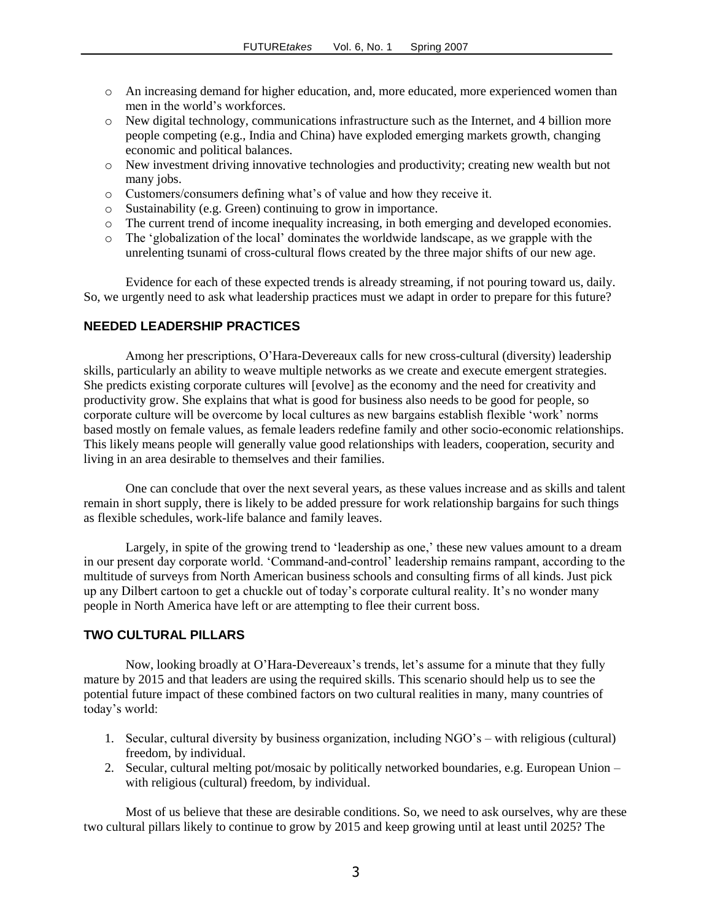- An increasing demand for higher education, and, more educated, more experienced women than men in the world's workforces.
- New digital technology, communications infrastructure such as the Internet, and 4 billion more people competing (e.g., India and China) have exploded emerging markets growth, changing economic and political balances.
- New investment driving innovative technologies and productivity; creating new wealth but not many jobs.
- Customers/consumers defining what's of value and how they receive it.
- Sustainability (e.g. Green) continuing to grow in importance.
- The current trend of income inequality increasing, in both emerging and developed economies.
- The 'globalization of the local' dominates the worldwide landscape, as we grapple with the unrelenting tsunami of cross-cultural flows created by the three major shifts of our new age.

Evidence for each of these expected trends is already streaming, if not pouring toward us, daily. So, we urgently need to ask what leadership practices must we adapt in order to prepare for this future?

## NEEDED LEADERSHIP PRACTICES

Among her prescriptions, O'Hara-Devereaux calls for new cross-cultural (diversity) leadership skills, particularly an ability to weave multiple networks as we create and execute emergent strategies. She predicts existing corporate cultures will [evolve] as the economy and the need for creativity and productivity grow. She explains that what is good for business also needs to be good for people, so corporate culture will be overcome by local cultures as new bargains establish flexible 'work' norms based mostly on female values, as female leaders redefine family and other socio-economic relationships. This likely means people will generally value good relationships with leaders, cooperation, security and living in an area desirable to themselves and their families.

One can conclude that over the next several years, as these values increase and as skills and talent remain in short supply, there is likely to be added pressure for work relationship bargains for such things as flexible schedules, work-life balance and family leaves.

Largely, in spite of the growing trend to 'leadership as one,' these new values amount to a dream in our present day corporate world. 'Command-and-control' leadership remains rampant, according to the multitude of surveys from North American business schools and consulting firms of all kinds. Just pick up any Dilbert cartoon to get a chuckle out of today's corporate cultural reality. It's no wonder many people in North America have left or are attempting to flee their current boss.

## TWO CULTURAL PILLARS

Now, looking broadly at O'Hara-Devereaux's trends, let's assume for a minute that they fully mature by 2015 and that leaders are using the required skills. This scenario should help us to see the potential future impact of these combined factors on two cultural realities in many, many countries of today's world:

1. Secular, cultural diversity by business organization, including NGO's – with religious (cultural) freedom, by individual.
2. Secular, cultural melting pot/mosaic by politically networked boundaries, e.g. European Union – with religious (cultural) freedom, by individual.

Most of us believe that these are desirable conditions. So, we need to ask ourselves, why are these two cultural pillars likely to continue to grow by 2015 and keep growing until at least until 2025? The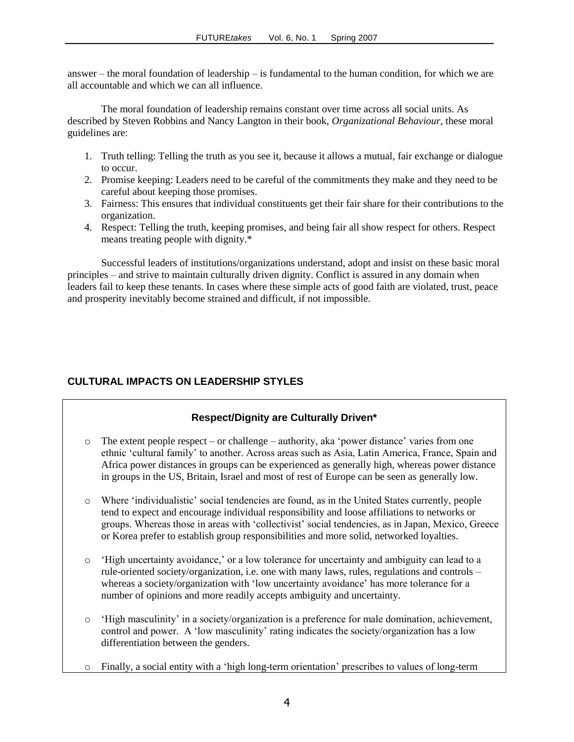answer – the moral foundation of leadership – is fundamental to the human condition, for which we are all accountable and which we can all influence.

The moral foundation of leadership remains constant over time across all social units. As described by Steven Robbins and Nancy Langton in their book, *Organizational Behaviour*, these moral guidelines are:

1. Truth telling: Telling the truth as you see it, because it allows a mutual, fair exchange or dialogue to occur.
2. Promise keeping: Leaders need to be careful of the commitments they make and they need to be careful about keeping those promises.
3. Fairness: This ensures that individual constituents get their fair share for their contributions to the organization.
4. Respect: Telling the truth, keeping promises, and being fair all show respect for others. Respect means treating people with dignity.*

Successful leaders of institutions/organizations understand, adopt and insist on these basic moral principles – and strive to maintain culturally driven dignity. Conflict is assured in any domain when leaders fail to keep these tenants. In cases where these simple acts of good faith are violated, trust, peace and prosperity inevitably become strained and difficult, if not impossible.

## CULTURAL IMPACTS ON LEADERSHIP STYLES

### Respect/Dignity are Culturally Driven*

- The extent people respect – or challenge – authority, aka 'power distance' varies from one ethnic 'cultural family' to another. Across areas such as Asia, Latin America, France, Spain and Africa power distances in groups can be experienced as generally high, whereas power distance in groups in the US, Britain, Israel and most of rest of Europe can be seen as generally low.

- Where 'individualistic' social tendencies are found, as in the United States currently, people tend to expect and encourage individual responsibility and loose affiliations to networks or groups. Whereas those in areas with 'collectivist' social tendencies, as in Japan, Mexico, Greece or Korea prefer to establish group responsibilities and more solid, networked loyalties.

- 'High uncertainty avoidance,' or a low tolerance for uncertainty and ambiguity can lead to a rule-oriented society/organization, i.e. one with many laws, rules, regulations and controls – whereas a society/organization with 'low uncertainty avoidance' has more tolerance for a number of opinions and more readily accepts ambiguity and uncertainty.

- 'High masculinity' in a society/organization is a preference for male domination, achievement, control and power. A 'low masculinity' rating indicates the society/organization has a low differentiation between the genders.

- Finally, a social entity with a 'high long-term orientation' prescribes to values of long-term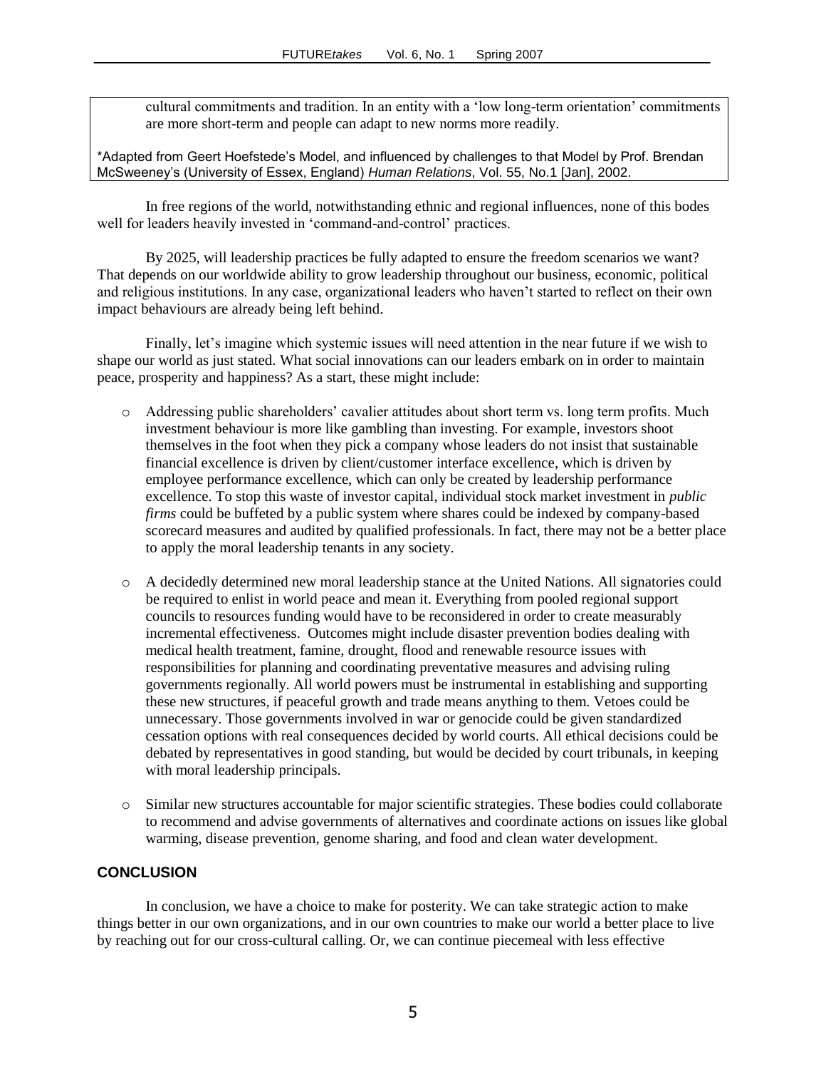cultural commitments and tradition. In an entity with a 'low long-term orientation' commitments are more short-term and people can adapt to new norms more readily.

*Adapted from Geert Hoefstede's Model, and influenced by challenges to that Model by Prof. Brendan McSweeney's (University of Essex, England) *Human Relations*, Vol. 55, No.1 [Jan], 2002.

In free regions of the world, notwithstanding ethnic and regional influences, none of this bodes well for leaders heavily invested in 'command-and-control' practices.

By 2025, will leadership practices be fully adapted to ensure the freedom scenarios we want? That depends on our worldwide ability to grow leadership throughout our business, economic, political and religious institutions. In any case, organizational leaders who haven't started to reflect on their own impact behaviours are already being left behind.

Finally, let's imagine which systemic issues will need attention in the near future if we wish to shape our world as just stated. What social innovations can our leaders embark on in order to maintain peace, prosperity and happiness? As a start, these might include:

- Addressing public shareholders' cavalier attitudes about short term vs. long term profits. Much investment behaviour is more like gambling than investing. For example, investors shoot themselves in the foot when they pick a company whose leaders do not insist that sustainable financial excellence is driven by client/customer interface excellence, which is driven by employee performance excellence, which can only be created by leadership performance excellence. To stop this waste of investor capital, individual stock market investment in *public firms* could be buffeted by a public system where shares could be indexed by company-based scorecard measures and audited by qualified professionals. In fact, there may not be a better place to apply the moral leadership tenants in any society.

- A decidedly determined new moral leadership stance at the United Nations. All signatories could be required to enlist in world peace and mean it. Everything from pooled regional support councils to resources funding would have to be reconsidered in order to create measurably incremental effectiveness. Outcomes might include disaster prevention bodies dealing with medical health treatment, famine, drought, flood and renewable resource issues with responsibilities for planning and coordinating preventative measures and advising ruling governments regionally. All world powers must be instrumental in establishing and supporting these new structures, if peaceful growth and trade means anything to them. Vetoes could be unnecessary. Those governments involved in war or genocide could be given standardized cessation options with real consequences decided by world courts. All ethical decisions could be debated by representatives in good standing, but would be decided by court tribunals, in keeping with moral leadership principals.

- Similar new structures accountable for major scientific strategies. These bodies could collaborate to recommend and advise governments of alternatives and coordinate actions on issues like global warming, disease prevention, genome sharing, and food and clean water development.

## CONCLUSION

In conclusion, we have a choice to make for posterity. We can take strategic action to make things better in our own organizations, and in our own countries to make our world a better place to live by reaching out for our cross-cultural calling. Or, we can continue piecemeal with less effective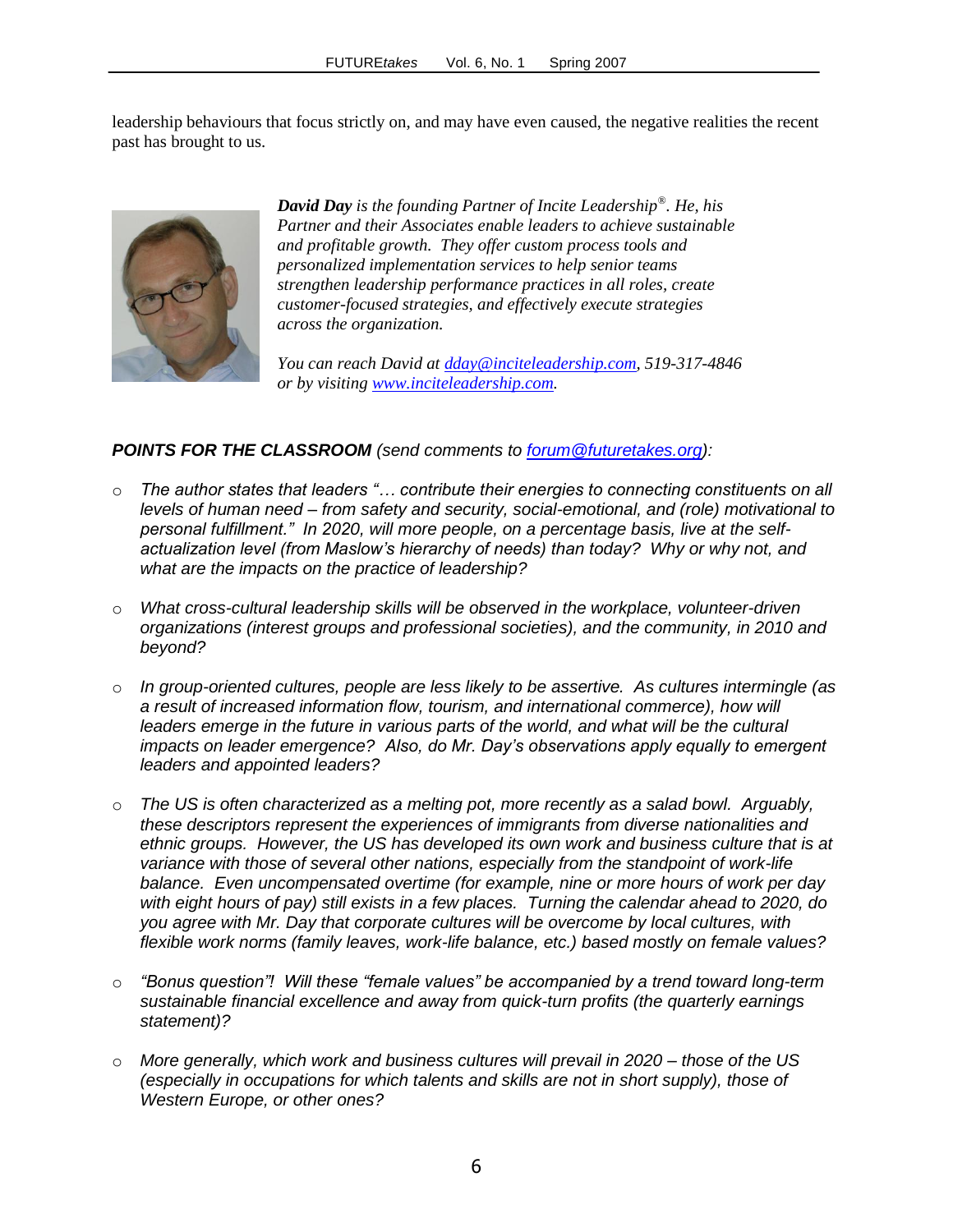leadership behaviours that focus strictly on, and may have even caused, the negative realities the recent past has brought to us.

***David Day*** *is the founding Partner of Incite Leadership®. He, his Partner and their Associates enable leaders to achieve sustainable and profitable growth. They offer custom process tools and personalized implementation services to help senior teams strengthen leadership performance practices in all roles, create customer-focused strategies, and effectively execute strategies across the organization.*

*You can reach David at [dday@inciteleadership.com](mailto:dday@inciteleadership.com), 519-317-4846 or by visiting [www.inciteleadership.com](http://www.inciteleadership.com).*

***POINTS FOR THE CLASSROOM*** *(send comments to [forum@futuretakes.org](mailto:forum@futuretakes.org)):*

- *The author states that leaders "… contribute their energies to connecting constituents on all levels of human need – from safety and security, social-emotional, and (role) motivational to personal fulfillment." In 2020, will more people, on a percentage basis, live at the self-actualization level (from Maslow's hierarchy of needs) than today? Why or why not, and what are the impacts on the practice of leadership?*
- *What cross-cultural leadership skills will be observed in the workplace, volunteer-driven organizations (interest groups and professional societies), and the community, in 2010 and beyond?*
- *In group-oriented cultures, people are less likely to be assertive. As cultures intermingle (as a result of increased information flow, tourism, and international commerce), how will leaders emerge in the future in various parts of the world, and what will be the cultural impacts on leader emergence? Also, do Mr. Day's observations apply equally to emergent leaders and appointed leaders?*
- *The US is often characterized as a melting pot, more recently as a salad bowl. Arguably, these descriptors represent the experiences of immigrants from diverse nationalities and ethnic groups. However, the US has developed its own work and business culture that is at variance with those of several other nations, especially from the standpoint of work-life balance. Even uncompensated overtime (for example, nine or more hours of work per day with eight hours of pay) still exists in a few places. Turning the calendar ahead to 2020, do you agree with Mr. Day that corporate cultures will be overcome by local cultures, with flexible work norms (family leaves, work-life balance, etc.) based mostly on female values?*
- *"Bonus question"! Will these "female values" be accompanied by a trend toward long-term sustainable financial excellence and away from quick-turn profits (the quarterly earnings statement)?*
- *More generally, which work and business cultures will prevail in 2020 – those of the US (especially in occupations for which talents and skills are not in short supply), those of Western Europe, or other ones?*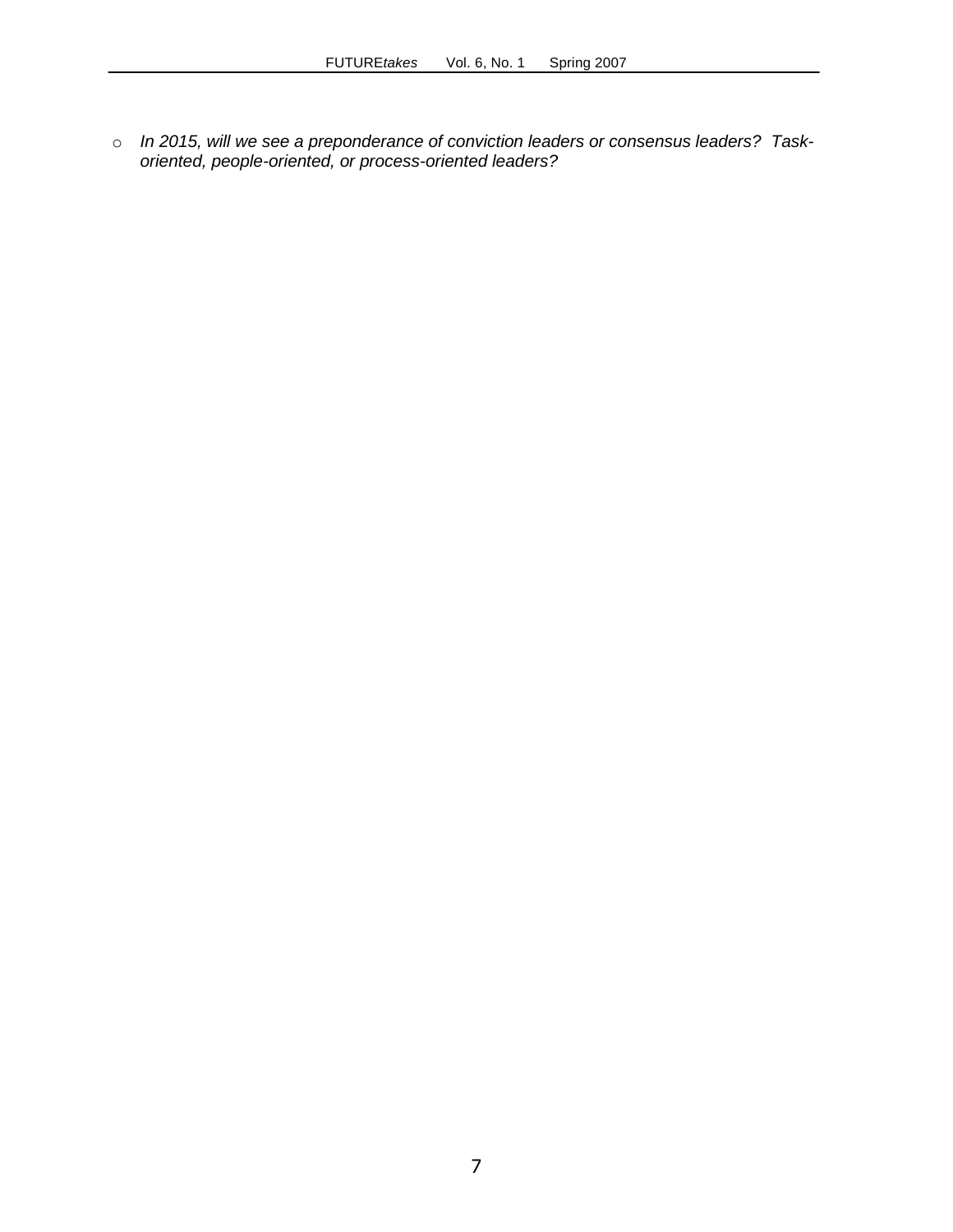- *In 2015, will we see a preponderance of conviction leaders or consensus leaders? Task-oriented, people-oriented, or process-oriented leaders?*